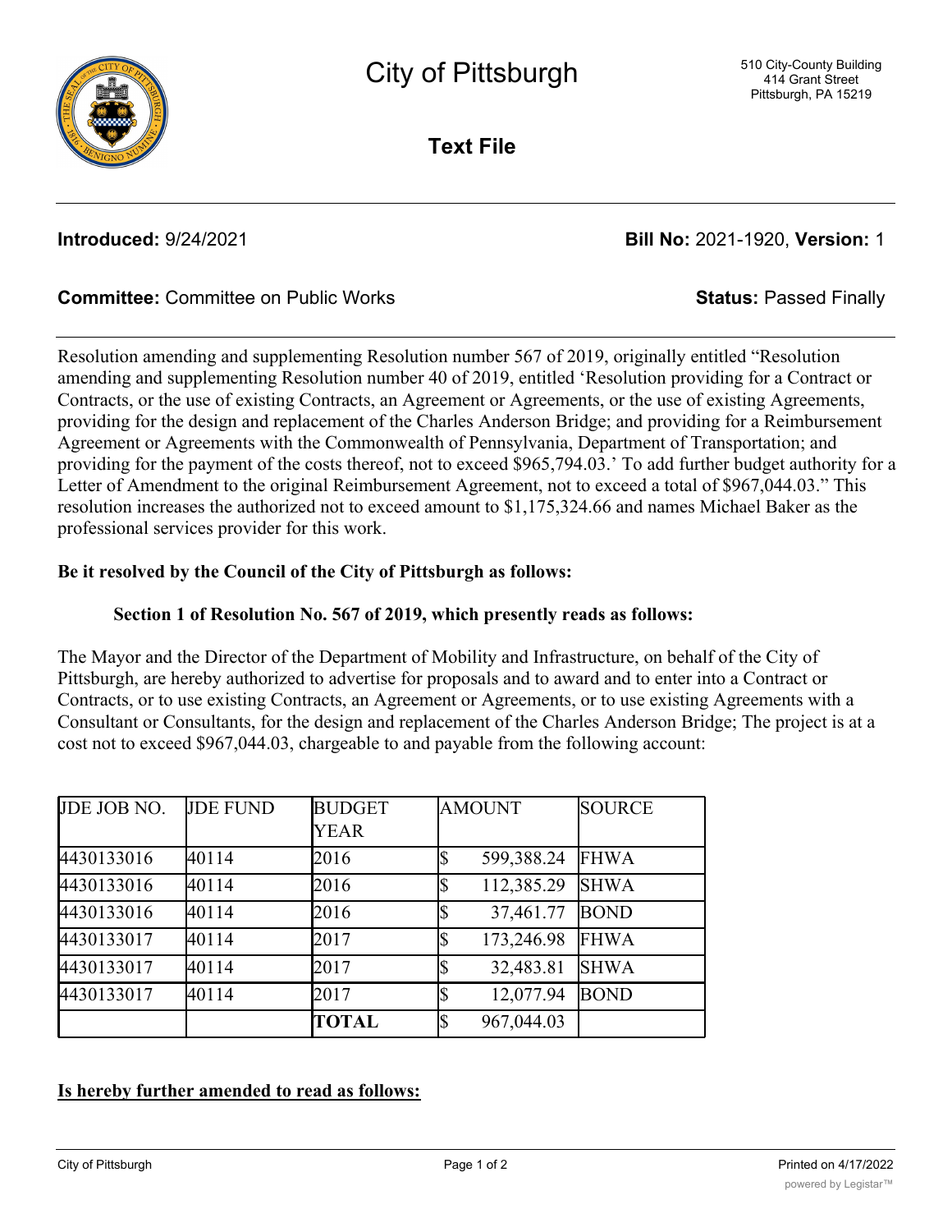# City of Pittsburgh

510 City-County Building
414 Grant Street
Pittsburgh, PA 15219

**Text File**

**Introduced:** 9/24/2021 **Bill No:** 2021-1920, **Version:** 1

**Committee:** Committee on Public Works **Status:** Passed Finally

Resolution amending and supplementing Resolution number 567 of 2019, originally entitled "Resolution amending and supplementing Resolution number 40 of 2019, entitled 'Resolution providing for a Contract or Contracts, or the use of existing Contracts, an Agreement or Agreements, or the use of existing Agreements, providing for the design and replacement of the Charles Anderson Bridge; and providing for a Reimbursement Agreement or Agreements with the Commonwealth of Pennsylvania, Department of Transportation; and providing for the payment of the costs thereof, not to exceed $965,794.03.' To add further budget authority for a Letter of Amendment to the original Reimbursement Agreement, not to exceed a total of $967,044.03." This resolution increases the authorized not to exceed amount to $1,175,324.66 and names Michael Baker as the professional services provider for this work.

**Be it resolved by the Council of the City of Pittsburgh as follows:**

**Section 1 of Resolution No. 567 of 2019, which presently reads as follows:**

The Mayor and the Director of the Department of Mobility and Infrastructure, on behalf of the City of Pittsburgh, are hereby authorized to advertise for proposals and to award and to enter into a Contract or Contracts, or to use existing Contracts, an Agreement or Agreements, or to use existing Agreements with a Consultant or Consultants, for the design and replacement of the Charles Anderson Bridge; The project is at a cost not to exceed $967,044.03, chargeable to and payable from the following account:

| JDE JOB NO. | JDE FUND | BUDGET YEAR | AMOUNT | SOURCE |
|---|---|---|---|---|
| 4430133016 | 40114 | 2016 | $ 599,388.24 | FHWA |
| 4430133016 | 40114 | 2016 | $ 112,385.29 | SHWA |
| 4430133016 | 40114 | 2016 | $ 37,461.77 | BOND |
| 4430133017 | 40114 | 2017 | $ 173,246.98 | FHWA |
| 4430133017 | 40114 | 2017 | $ 32,483.81 | SHWA |
| 4430133017 | 40114 | 2017 | $ 12,077.94 | BOND |
| | | **TOTAL** | $ 967,044.03 | |

**Is hereby further amended to read as follows:**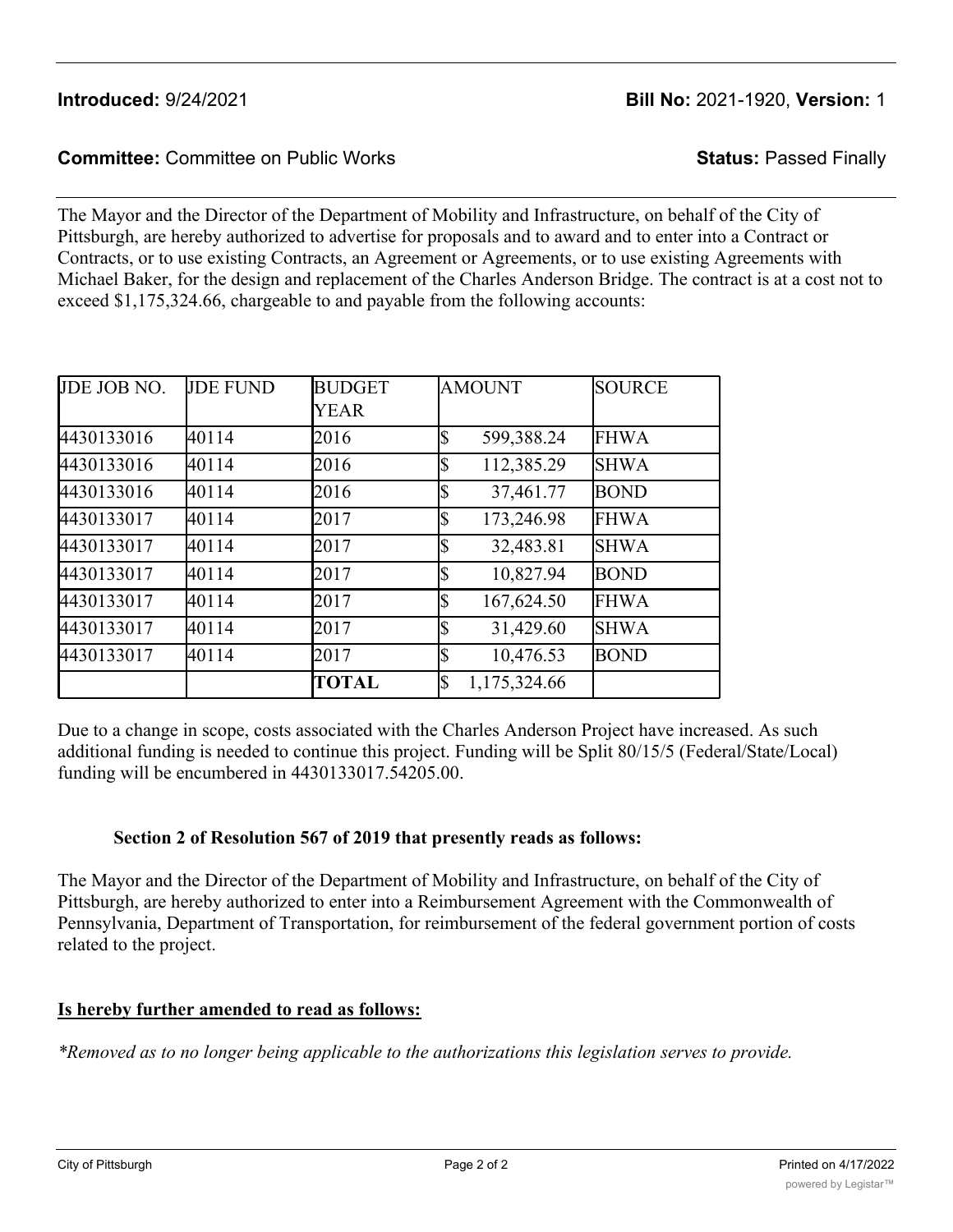**Introduced:** 9/24/2021 **Bill No:** 2021-1920, **Version:** 1

**Committee:** Committee on Public Works **Status:** Passed Finally

The Mayor and the Director of the Department of Mobility and Infrastructure, on behalf of the City of Pittsburgh, are hereby authorized to advertise for proposals and to award and to enter into a Contract or Contracts, or to use existing Contracts, an Agreement or Agreements, or to use existing Agreements with Michael Baker, for the design and replacement of the Charles Anderson Bridge. The contract is at a cost not to exceed $1,175,324.66, chargeable to and payable from the following accounts:

| JDE JOB NO. | JDE FUND | BUDGET YEAR | AMOUNT | SOURCE |
|---|---|---|---|---|
| 4430133016 | 40114 | 2016 | $ 599,388.24 | FHWA |
| 4430133016 | 40114 | 2016 | $ 112,385.29 | SHWA |
| 4430133016 | 40114 | 2016 | $ 37,461.77 | BOND |
| 4430133017 | 40114 | 2017 | $ 173,246.98 | FHWA |
| 4430133017 | 40114 | 2017 | $ 32,483.81 | SHWA |
| 4430133017 | 40114 | 2017 | $ 10,827.94 | BOND |
| 4430133017 | 40114 | 2017 | $ 167,624.50 | FHWA |
| 4430133017 | 40114 | 2017 | $ 31,429.60 | SHWA |
| 4430133017 | 40114 | 2017 | $ 10,476.53 | BOND |
| | | **TOTAL** | $ 1,175,324.66 | |

Due to a change in scope, costs associated with the Charles Anderson Project have increased. As such additional funding is needed to continue this project. Funding will be Split 80/15/5 (Federal/State/Local) funding will be encumbered in 4430133017.54205.00.

**Section 2 of Resolution 567 of 2019 that presently reads as follows:**

The Mayor and the Director of the Department of Mobility and Infrastructure, on behalf of the City of Pittsburgh, are hereby authorized to enter into a Reimbursement Agreement with the Commonwealth of Pennsylvania, Department of Transportation, for reimbursement of the federal government portion of costs related to the project.

**Is hereby further amended to read as follows:**

*\*Removed as to no longer being applicable to the authorizations this legislation serves to provide.*